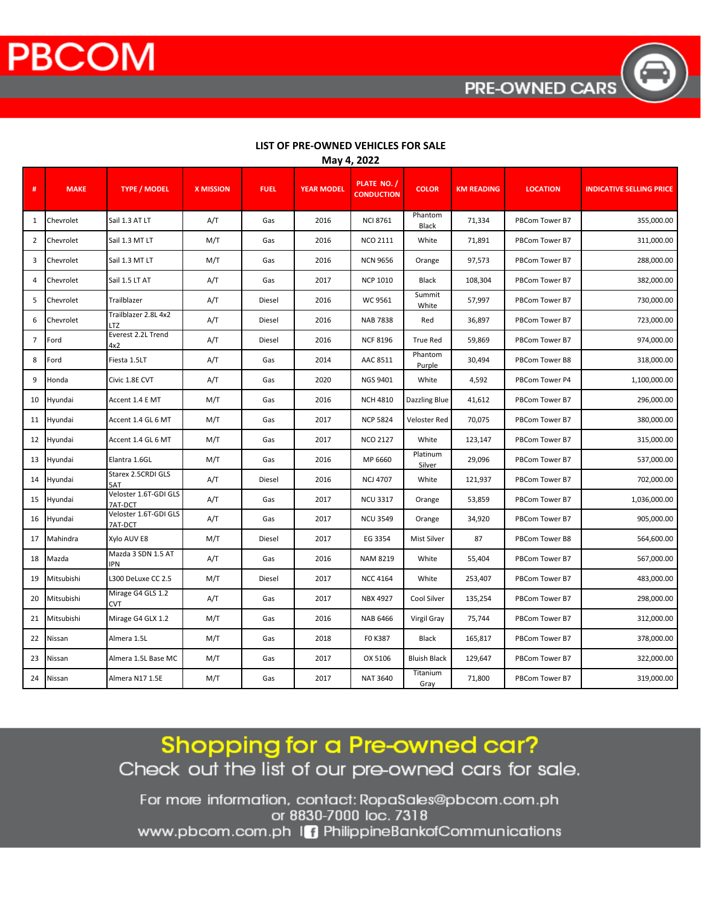PBCOM

PRE-OWNED CARS

## LIST OF PRE-OWNED VEHICLES FOR SALE

**May 4, 2022**

| # | MAKE | TYPE / MODEL | X MISSION | FUEL | YEAR MODEL | PLATE NO. / CONDUCTION | COLOR | KM READING | LOCATION | INDICATIVE SELLING PRICE |
|---|---|---|---|---|---|---|---|---|---|---|
| 1 | Chevrolet | Sail 1.3 AT LT | A/T | Gas | 2016 | NCI 8761 | Phantom Black | 71,334 | PBCom Tower B7 | 355,000.00 |
| 2 | Chevrolet | Sail 1.3 MT LT | M/T | Gas | 2016 | NCO 2111 | White | 71,891 | PBCom Tower B7 | 311,000.00 |
| 3 | Chevrolet | Sail 1.3 MT LT | M/T | Gas | 2016 | NCN 9656 | Orange | 97,573 | PBCom Tower B7 | 288,000.00 |
| 4 | Chevrolet | Sail 1.5 LT AT | A/T | Gas | 2017 | NCP 1010 | Black | 108,304 | PBCom Tower B7 | 382,000.00 |
| 5 | Chevrolet | Trailblazer | A/T | Diesel | 2016 | WC 9561 | Summit White | 57,997 | PBCom Tower B7 | 730,000.00 |
| 6 | Chevrolet | Trailblazer 2.8L 4x2 LTZ | A/T | Diesel | 2016 | NAB 7838 | Red | 36,897 | PBCom Tower B7 | 723,000.00 |
| 7 | Ford | Everest 2.2L Trend 4x2 | A/T | Diesel | 2016 | NCF 8196 | True Red | 59,869 | PBCom Tower B7 | 974,000.00 |
| 8 | Ford | Fiesta 1.5LT | A/T | Gas | 2014 | AAC 8511 | Phantom Purple | 30,494 | PBCom Tower B8 | 318,000.00 |
| 9 | Honda | Civic 1.8E CVT | A/T | Gas | 2020 | NGS 9401 | White | 4,592 | PBCom Tower P4 | 1,100,000.00 |
| 10 | Hyundai | Accent 1.4 E MT | M/T | Gas | 2016 | NCH 4810 | Dazzling Blue | 41,612 | PBCom Tower B7 | 296,000.00 |
| 11 | Hyundai | Accent 1.4 GL 6 MT | M/T | Gas | 2017 | NCP 5824 | Veloster Red | 70,075 | PBCom Tower B7 | 380,000.00 |
| 12 | Hyundai | Accent 1.4 GL 6 MT | M/T | Gas | 2017 | NCO 2127 | White | 123,147 | PBCom Tower B7 | 315,000.00 |
| 13 | Hyundai | Elantra 1.6GL | M/T | Gas | 2016 | MP 6660 | Platinum Silver | 29,096 | PBCom Tower B7 | 537,000.00 |
| 14 | Hyundai | Starex 2.5CRDI GLS 5AT | A/T | Diesel | 2016 | NCJ 4707 | White | 121,937 | PBCom Tower B7 | 702,000.00 |
| 15 | Hyundai | Veloster 1.6T-GDI GLS 7AT-DCT | A/T | Gas | 2017 | NCU 3317 | Orange | 53,859 | PBCom Tower B7 | 1,036,000.00 |
| 16 | Hyundai | Veloster 1.6T-GDI GLS 7AT-DCT | A/T | Gas | 2017 | NCU 3549 | Orange | 34,920 | PBCom Tower B7 | 905,000.00 |
| 17 | Mahindra | Xylo AUV E8 | M/T | Diesel | 2017 | EG 3354 | Mist Silver | 87 | PBCom Tower B8 | 564,600.00 |
| 18 | Mazda | Mazda 3 SDN 1.5 AT IPN | A/T | Gas | 2016 | NAM 8219 | White | 55,404 | PBCom Tower B7 | 567,000.00 |
| 19 | Mitsubishi | L300 DeLuxe CC 2.5 | M/T | Diesel | 2017 | NCC 4164 | White | 253,407 | PBCom Tower B7 | 483,000.00 |
| 20 | Mitsubishi | Mirage G4 GLS 1.2 CVT | A/T | Gas | 2017 | NBX 4927 | Cool Silver | 135,254 | PBCom Tower B7 | 298,000.00 |
| 21 | Mitsubishi | Mirage G4 GLX 1.2 | M/T | Gas | 2016 | NAB 6466 | Virgil Gray | 75,744 | PBCom Tower B7 | 312,000.00 |
| 22 | Nissan | Almera 1.5L | M/T | Gas | 2018 | F0 K387 | Black | 165,817 | PBCom Tower B7 | 378,000.00 |
| 23 | Nissan | Almera 1.5L Base MC | M/T | Gas | 2017 | OX 5106 | Bluish Black | 129,647 | PBCom Tower B7 | 322,000.00 |
| 24 | Nissan | Almera N17 1.5E | M/T | Gas | 2017 | NAT 3640 | Titanium Gray | 71,800 | PBCom Tower B7 | 319,000.00 |

**Shopping for a Pre-owned car?**

Check out the list of our pre-owned cars for sale.

For more information, contact: RopaSales@pbcom.com.ph or 8830-7000 loc. 7318

www.pbcom.com.ph | PhilippineBankofCommunications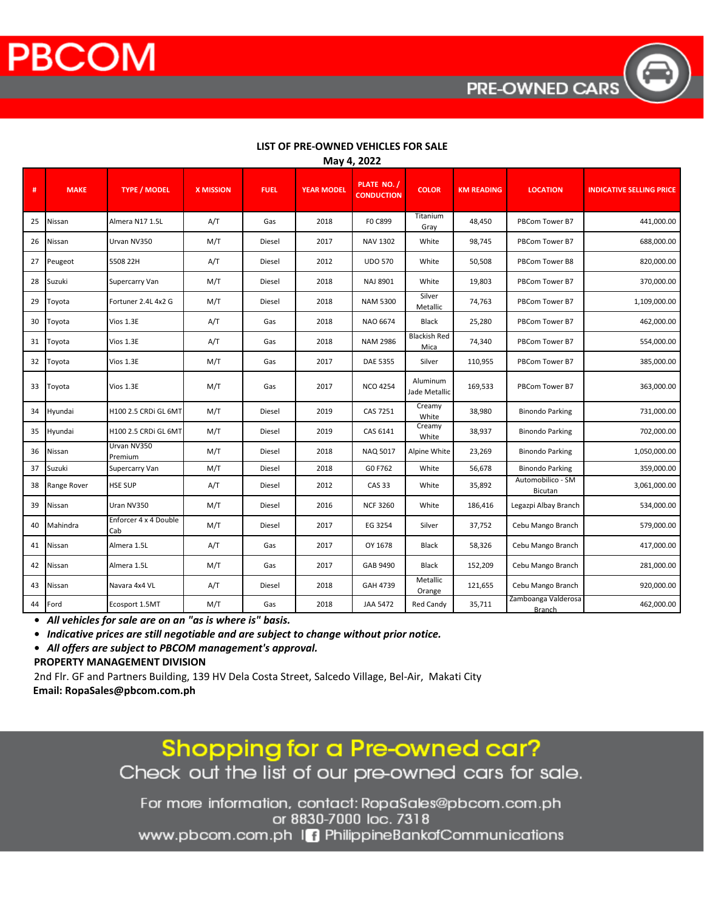PBCOM

PRE-OWNED CARS

## LIST OF PRE-OWNED VEHICLES FOR SALE

**May 4, 2022**

| # | MAKE | TYPE / MODEL | X MISSION | FUEL | YEAR MODEL | PLATE NO. / CONDUCTION | COLOR | KM READING | LOCATION | INDICATIVE SELLING PRICE |
|---|---|---|---|---|---|---|---|---|---|---|
| 25 | Nissan | Almera N17 1.5L | A/T | Gas | 2018 | F0 C899 | Titanium Gray | 48,450 | PBCom Tower B7 | 441,000.00 |
| 26 | Nissan | Urvan NV350 | M/T | Diesel | 2017 | NAV 1302 | White | 98,745 | PBCom Tower B7 | 688,000.00 |
| 27 | Peugeot | 5508 22H | A/T | Diesel | 2012 | UDO 570 | White | 50,508 | PBCom Tower B8 | 820,000.00 |
| 28 | Suzuki | Supercarry Van | M/T | Diesel | 2018 | NAJ 8901 | White | 19,803 | PBCom Tower B7 | 370,000.00 |
| 29 | Toyota | Fortuner 2.4L 4x2 G | M/T | Diesel | 2018 | NAM 5300 | Silver Metallic | 74,763 | PBCom Tower B7 | 1,109,000.00 |
| 30 | Toyota | Vios 1.3E | A/T | Gas | 2018 | NAO 6674 | Black | 25,280 | PBCom Tower B7 | 462,000.00 |
| 31 | Toyota | Vios 1.3E | A/T | Gas | 2018 | NAM 2986 | Blackish Red Mica | 74,340 | PBCom Tower B7 | 554,000.00 |
| 32 | Toyota | Vios 1.3E | M/T | Gas | 2017 | DAE 5355 | Silver | 110,955 | PBCom Tower B7 | 385,000.00 |
| 33 | Toyota | Vios 1.3E | M/T | Gas | 2017 | NCO 4254 | Aluminum Jade Metallic | 169,533 | PBCom Tower B7 | 363,000.00 |
| 34 | Hyundai | H100 2.5 CRDi GL 6MT | M/T | Diesel | 2019 | CAS 7251 | Creamy White | 38,980 | Binondo Parking | 731,000.00 |
| 35 | Hyundai | H100 2.5 CRDi GL 6MT | M/T | Diesel | 2019 | CAS 6141 | Creamy White | 38,937 | Binondo Parking | 702,000.00 |
| 36 | Nissan | Urvan NV350 Premium | M/T | Diesel | 2018 | NAQ 5017 | Alpine White | 23,269 | Binondo Parking | 1,050,000.00 |
| 37 | Suzuki | Supercarry Van | M/T | Diesel | 2018 | G0 F762 | White | 56,678 | Binondo Parking | 359,000.00 |
| 38 | Range Rover | HSE SUP | A/T | Diesel | 2012 | CAS 33 | White | 35,892 | Automobilico - SM Bicutan | 3,061,000.00 |
| 39 | Nissan | Uran NV350 | M/T | Diesel | 2016 | NCF 3260 | White | 186,416 | Legazpi Albay Branch | 534,000.00 |
| 40 | Mahindra | Enforcer 4 x 4 Double Cab | M/T | Diesel | 2017 | EG 3254 | Silver | 37,752 | Cebu Mango Branch | 579,000.00 |
| 41 | Nissan | Almera 1.5L | A/T | Gas | 2017 | OY 1678 | Black | 58,326 | Cebu Mango Branch | 417,000.00 |
| 42 | Nissan | Almera 1.5L | M/T | Gas | 2017 | GAB 9490 | Black | 152,209 | Cebu Mango Branch | 281,000.00 |
| 43 | Nissan | Navara 4x4 VL | A/T | Diesel | 2018 | GAH 4739 | Metallic Orange | 121,655 | Cebu Mango Branch | 920,000.00 |
| 44 | Ford | Ecosport 1.5MT | M/T | Gas | 2018 | JAA 5472 | Red Candy | 35,711 | Zamboanga Valderosa Branch | 462,000.00 |

- ***All vehicles for sale are on an "as is where is" basis.***
- ***Indicative prices are still negotiable and are subject to change without prior notice.***
- ***All offers are subject to PBCOM management's approval.***

**PROPERTY MANAGEMENT DIVISION**

2nd Flr. GF and Partners Building, 139 HV Dela Costa Street, Salcedo Village, Bel-Air, Makati City

**Email: RopaSales@pbcom.com.ph**

## Shopping for a Pre-owned car?

Check out the list of our pre-owned cars for sale.

For more information, contact: RopaSales@pbcom.com.ph
or 8830-7000 loc. 7318
www.pbcom.com.ph | PhilippineBankofCommunications